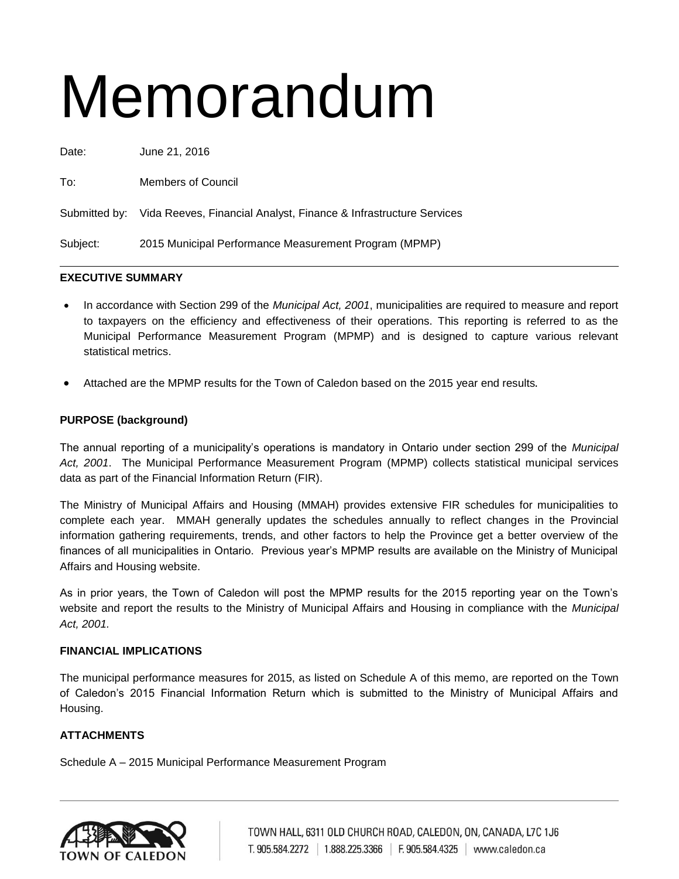# Memorandum

Date: June 21, 2016

To: Members of Council

Submitted by: Vida Reeves, Financial Analyst, Finance & Infrastructure Services

Subject: 2015 Municipal Performance Measurement Program (MPMP)

---

**EXECUTIVE SUMMARY**

- In accordance with Section 299 of the *Municipal Act, 2001*, municipalities are required to measure and report to taxpayers on the efficiency and effectiveness of their operations. This reporting is referred to as the Municipal Performance Measurement Program (MPMP) and is designed to capture various relevant statistical metrics.
- Attached are the MPMP results for the Town of Caledon based on the 2015 year end results.

**PURPOSE (background)**

The annual reporting of a municipality's operations is mandatory in Ontario under section 299 of the *Municipal Act, 2001*. The Municipal Performance Measurement Program (MPMP) collects statistical municipal services data as part of the Financial Information Return (FIR).

The Ministry of Municipal Affairs and Housing (MMAH) provides extensive FIR schedules for municipalities to complete each year. MMAH generally updates the schedules annually to reflect changes in the Provincial information gathering requirements, trends, and other factors to help the Province get a better overview of the finances of all municipalities in Ontario. Previous year's MPMP results are available on the Ministry of Municipal Affairs and Housing website.

As in prior years, the Town of Caledon will post the MPMP results for the 2015 reporting year on the Town's website and report the results to the Ministry of Municipal Affairs and Housing in compliance with the *Municipal Act, 2001*.

**FINANCIAL IMPLICATIONS**

The municipal performance measures for 2015, as listed on Schedule A of this memo, are reported on the Town of Caledon's 2015 Financial Information Return which is submitted to the Ministry of Municipal Affairs and Housing.

**ATTACHMENTS**

Schedule A – 2015 Municipal Performance Measurement Program

TOWN OF CALEDON

TOWN HALL, 6311 OLD CHURCH ROAD, CALEDON, ON, CANADA, L7C 1J6
T. 905.584.2272 | 1.888.225.3366 | F. 905.584.4325 | www.caledon.ca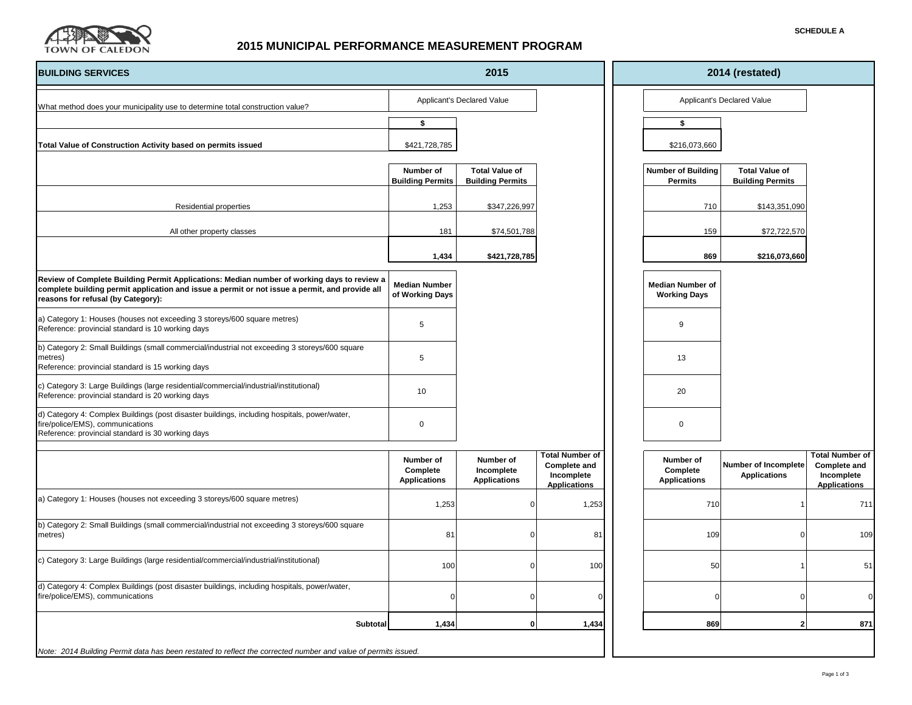SCHEDULE A

# 2015 MUNICIPAL PERFORMANCE MEASUREMENT PROGRAM

| BUILDING SERVICES | 2015 | | | 2014 (restated) | | |
|---|---|---|---|---|---|---|
| What method does your municipality use to determine total construction value? | Applicant's Declared Value | | | Applicant's Declared Value | | |
| | $ | | | $ | | |
| **Total Value of Construction Activity based on permits issued** | $421,728,785 | | | $216,073,660 | | |
| | **Number of Building Permits** | **Total Value of Building Permits** | | **Number of Building Permits** | **Total Value of Building Permits** | |
| Residential properties | 1,253 | $347,226,997 | | 710 | $143,351,090 | |
| All other property classes | 181 | $74,501,788 | | 159 | $72,722,570 | |
| | **1,434** | **$421,728,785** | | **869** | **$216,073,660** | |
| **Review of Complete Building Permit Applications: Median number of working days to review a complete building permit application and issue a permit or not issue a permit, and provide all reasons for refusal (by Category):** | **Median Number of Working Days** | | | **Median Number of Working Days** | | |
| a) Category 1: Houses (houses not exceeding 3 storeys/600 square metres) Reference: provincial standard is 10 working days | 5 | | | 9 | | |
| b) Category 2: Small Buildings (small commercial/industrial not exceeding 3 storeys/600 square metres) Reference: provincial standard is 15 working days | 5 | | | 13 | | |
| c) Category 3: Large Buildings (large residential/commercial/industrial/institutional) Reference: provincial standard is 20 working days | 10 | | | 20 | | |
| d) Category 4: Complex Buildings (post disaster buildings, including hospitals, power/water, fire/police/EMS), communications Reference: provincial standard is 30 working days | 0 | | | 0 | | |
| | **Number of Complete Applications** | **Number of Incomplete Applications** | **Total Number of Complete and Incomplete Applications** | **Number of Complete Applications** | **Number of Incomplete Applications** | **Total Number of Complete and Incomplete Applications** |
| a) Category 1: Houses (houses not exceeding 3 storeys/600 square metres) | 1,253 | 0 | 1,253 | 710 | 1 | 711 |
| b) Category 2: Small Buildings (small commercial/industrial not exceeding 3 storeys/600 square metres) | 81 | 0 | 81 | 109 | 0 | 109 |
| c) Category 3: Large Buildings (large residential/commercial/industrial/institutional) | 100 | 0 | 100 | 50 | 1 | 51 |
| d) Category 4: Complex Buildings (post disaster buildings, including hospitals, power/water, fire/police/EMS), communications | 0 | 0 | 0 | 0 | 0 | 0 |
| **Subtotal** | **1,434** | **0** | **1,434** | **869** | **2** | **871** |

*Note: 2014 Building Permit data has been restated to reflect the corrected number and value of permits issued.*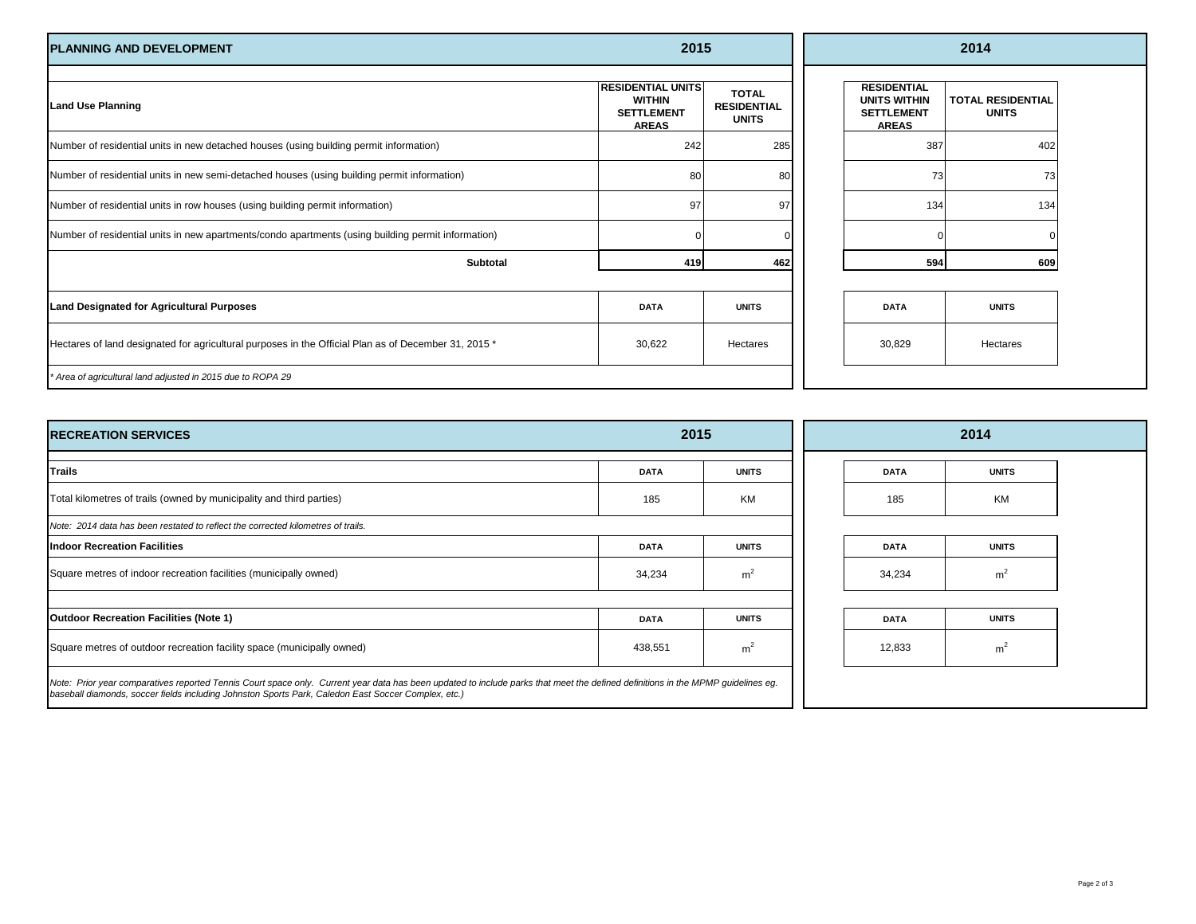## PLANNING AND DEVELOPMENT

| Land Use Planning | 2015 Residential Units Within Settlement Areas | 2015 Total Residential Units | 2014 Residential Units Within Settlement Areas | 2014 Total Residential Units |
|---|---|---|---|---|
| Number of residential units in new detached houses (using building permit information) | 242 | 285 | 387 | 402 |
| Number of residential units in new semi-detached houses (using building permit information) | 80 | 80 | 73 | 73 |
| Number of residential units in row houses (using building permit information) | 97 | 97 | 134 | 134 |
| Number of residential units in new apartments/condo apartments (using building permit information) | 0 | 0 | 0 | 0 |
| **Subtotal** | **419** | **462** | **594** | **609** |

| Land Designated for Agricultural Purposes | 2015 Data | 2015 Units | 2014 Data | 2014 Units |
|---|---|---|---|---|
| Hectares of land designated for agricultural purposes in the Official Plan as of December 31, 2015 * | 30,622 | Hectares | 30,829 | Hectares |

*\* Area of agricultural land adjusted in 2015 due to ROPA 29*

## RECREATION SERVICES

| Trails | 2015 Data | 2015 Units | 2014 Data | 2014 Units |
|---|---|---|---|---|
| Total kilometres of trails (owned by municipality and third parties) | 185 | KM | 185 | KM |

*Note: 2014 data has been restated to reflect the corrected kilometres of trails.*

| Indoor Recreation Facilities | 2015 Data | 2015 Units | 2014 Data | 2014 Units |
|---|---|---|---|---|
| Square metres of indoor recreation facilities (municipally owned) | 34,234 | $m^2$ | 34,234 | $m^2$ |

| Outdoor Recreation Facilities (Note 1) | 2015 Data | 2015 Units | 2014 Data | 2014 Units |
|---|---|---|---|---|
| Square metres of outdoor recreation facility space (municipally owned) | 438,551 | $m^2$ | 12,833 | $m^2$ |

*Note: Prior year comparatives reported Tennis Court space only. Current year data has been updated to include parks that meet the defined definitions in the MPMP guidelines eg. baseball diamonds, soccer fields including Johnston Sports Park, Caledon East Soccer Complex, etc.)*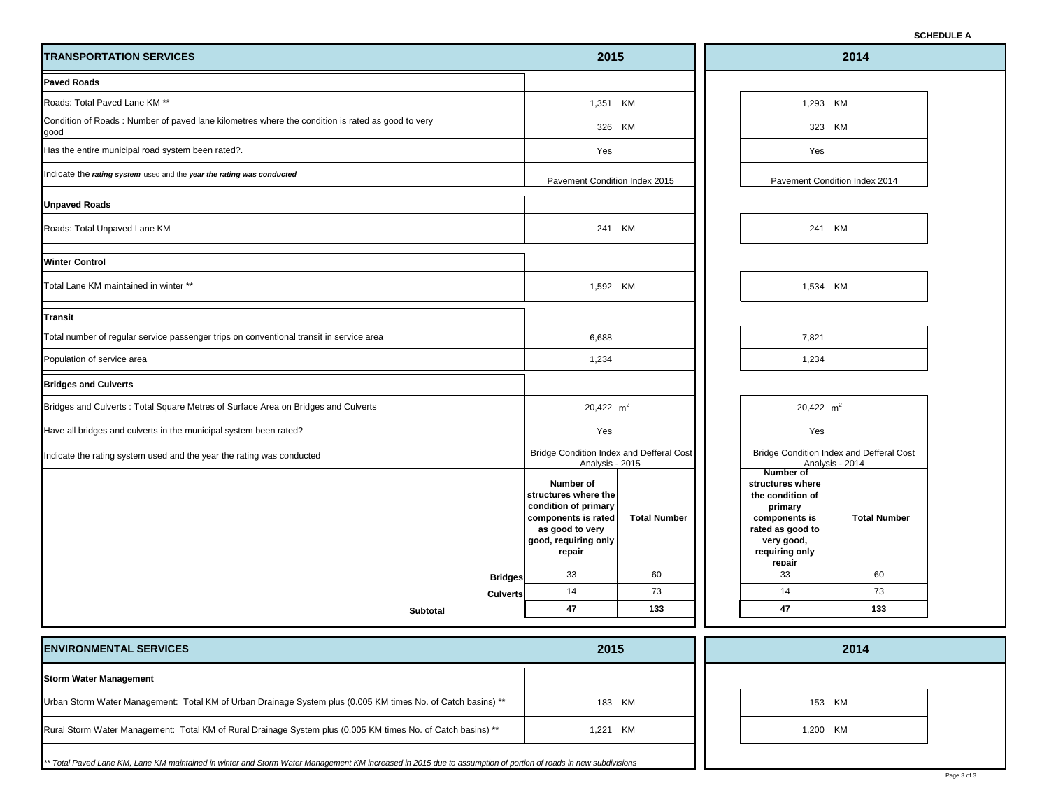SCHEDULE A

| TRANSPORTATION SERVICES | 2015 | | 2014 | |
|---|---|---|---|---|
| **Paved Roads** | | | | |
| Roads: Total Paved Lane KM ** | 1,351 KM | | 1,293 KM | |
| Condition of Roads : Number of paved lane kilometres where the condition is rated as good to very good | 326 KM | | 323 KM | |
| Has the entire municipal road system been rated?. | Yes | | Yes | |
| Indicate the ***rating system*** used and the ***year the rating was conducted*** | Pavement Condition Index 2015 | | Pavement Condition Index 2014 | |
| **Unpaved Roads** | | | | |
| Roads: Total Unpaved Lane KM | 241 KM | | 241 KM | |
| **Winter Control** | | | | |
| Total Lane KM maintained in winter ** | 1,592 KM | | 1,534 KM | |
| **Transit** | | | | |
| Total number of regular service passenger trips on conventional transit in service area | 6,688 | | 7,821 | |
| Population of service area | 1,234 | | 1,234 | |
| **Bridges and Culverts** | | | | |
| Bridges and Culverts : Total Square Metres of Surface Area on Bridges and Culverts | 20,422 $m^2$ | | 20,422 $m^2$ | |
| Have all bridges and culverts in the municipal system been rated? | Yes | | Yes | |
| Indicate the rating system used and the year the rating was conducted | Bridge Condition Index and Defferal Cost Analysis - 2015 | | Bridge Condition Index and Defferal Cost Analysis - 2014 | |
| | **Number of structures where the condition of primary components is rated as good to very good, requiring only repair** | **Total Number** | **Number of structures where the condition of primary components is rated as good to very good, requiring only repair** | **Total Number** |
| **Bridges** | 33 | 60 | 33 | 60 |
| **Culverts** | 14 | 73 | 14 | 73 |
| **Subtotal** | **47** | **133** | **47** | **133** |

| ENVIRONMENTAL SERVICES | 2015 | 2014 |
|---|---|---|
| **Storm Water Management** | | |
| Urban Storm Water Management: Total KM of Urban Drainage System plus (0.005 KM times No. of Catch basins) ** | 183 KM | 153 KM |
| Rural Storm Water Management: Total KM of Rural Drainage System plus (0.005 KM times No. of Catch basins) ** | 1,221 KM | 1,200 KM |

*** Total Paved Lane KM, Lane KM maintained in winter and Storm Water Management KM increased in 2015 due to assumption of portion of roads in new subdivisions*